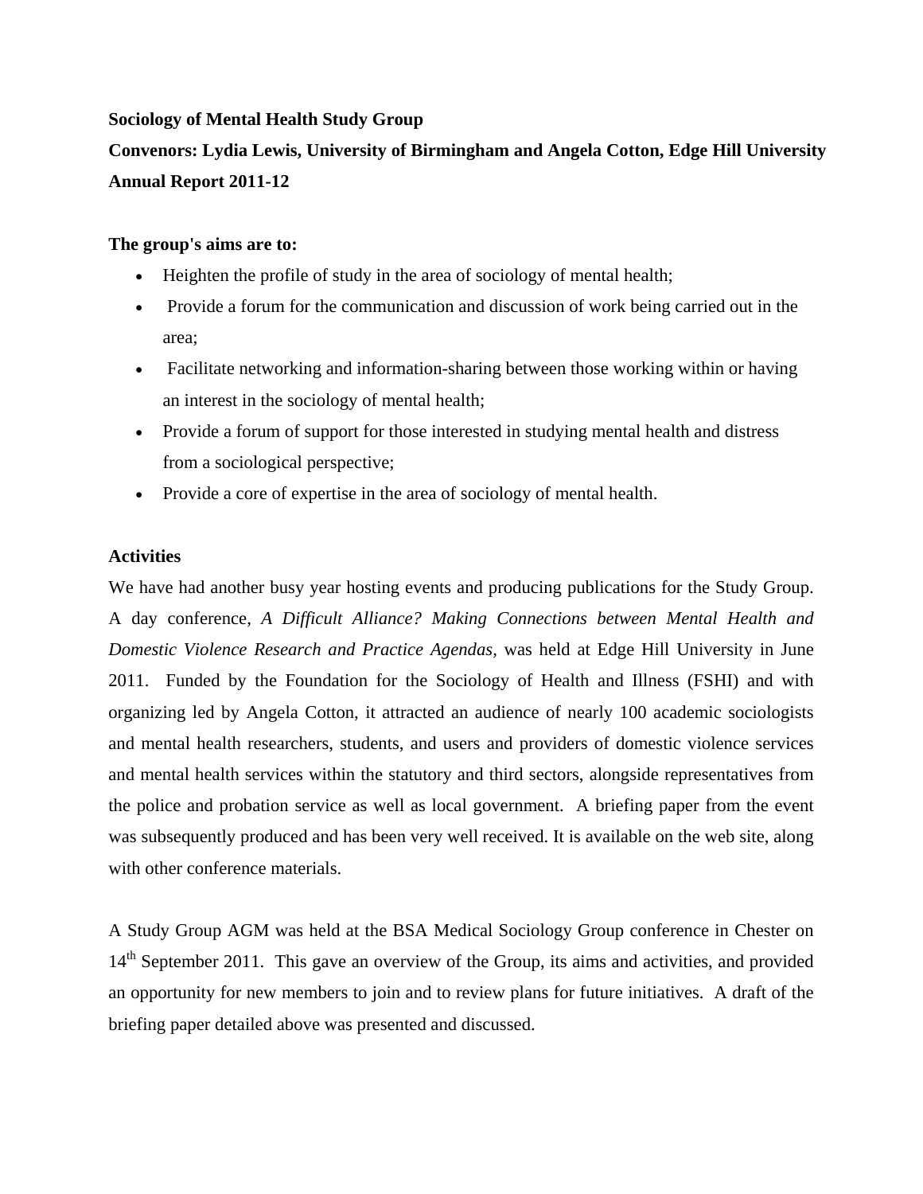**Sociology of Mental Health Study Group**

**Convenors: Lydia Lewis, University of Birmingham and Angela Cotton, Edge Hill University**

**Annual Report 2011-12**

**The group's aims are to:**

- Heighten the profile of study in the area of sociology of mental health;
- Provide a forum for the communication and discussion of work being carried out in the area;
- Facilitate networking and information-sharing between those working within or having an interest in the sociology of mental health;
- Provide a forum of support for those interested in studying mental health and distress from a sociological perspective;
- Provide a core of expertise in the area of sociology of mental health.

**Activities**

We have had another busy year hosting events and producing publications for the Study Group. A day conference, *A Difficult Alliance? Making Connections between Mental Health and Domestic Violence Research and Practice Agendas*, was held at Edge Hill University in June 2011. Funded by the Foundation for the Sociology of Health and Illness (FSHI) and with organizing led by Angela Cotton, it attracted an audience of nearly 100 academic sociologists and mental health researchers, students, and users and providers of domestic violence services and mental health services within the statutory and third sectors, alongside representatives from the police and probation service as well as local government. A briefing paper from the event was subsequently produced and has been very well received. It is available on the web site, along with other conference materials.

A Study Group AGM was held at the BSA Medical Sociology Group conference in Chester on 14th September 2011. This gave an overview of the Group, its aims and activities, and provided an opportunity for new members to join and to review plans for future initiatives. A draft of the briefing paper detailed above was presented and discussed.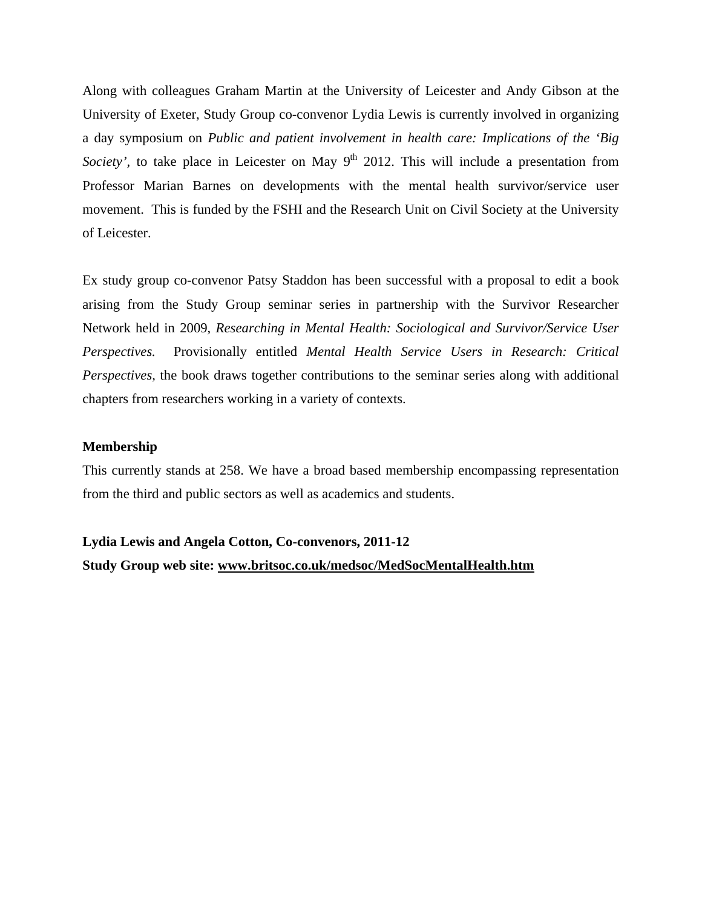Along with colleagues Graham Martin at the University of Leicester and Andy Gibson at the University of Exeter, Study Group co-convenor Lydia Lewis is currently involved in organizing a day symposium on *Public and patient involvement in health care: Implications of the 'Big Society'*, to take place in Leicester on May 9th 2012. This will include a presentation from Professor Marian Barnes on developments with the mental health survivor/service user movement. This is funded by the FSHI and the Research Unit on Civil Society at the University of Leicester.

Ex study group co-convenor Patsy Staddon has been successful with a proposal to edit a book arising from the Study Group seminar series in partnership with the Survivor Researcher Network held in 2009, *Researching in Mental Health: Sociological and Survivor/Service User Perspectives.* Provisionally entitled *Mental Health Service Users in Research: Critical Perspectives*, the book draws together contributions to the seminar series along with additional chapters from researchers working in a variety of contexts.

**Membership**

This currently stands at 258. We have a broad based membership encompassing representation from the third and public sectors as well as academics and students.

**Lydia Lewis and Angela Cotton, Co-convenors, 2011-12**

**Study Group web site: www.britsoc.co.uk/medsoc/MedSocMentalHealth.htm**